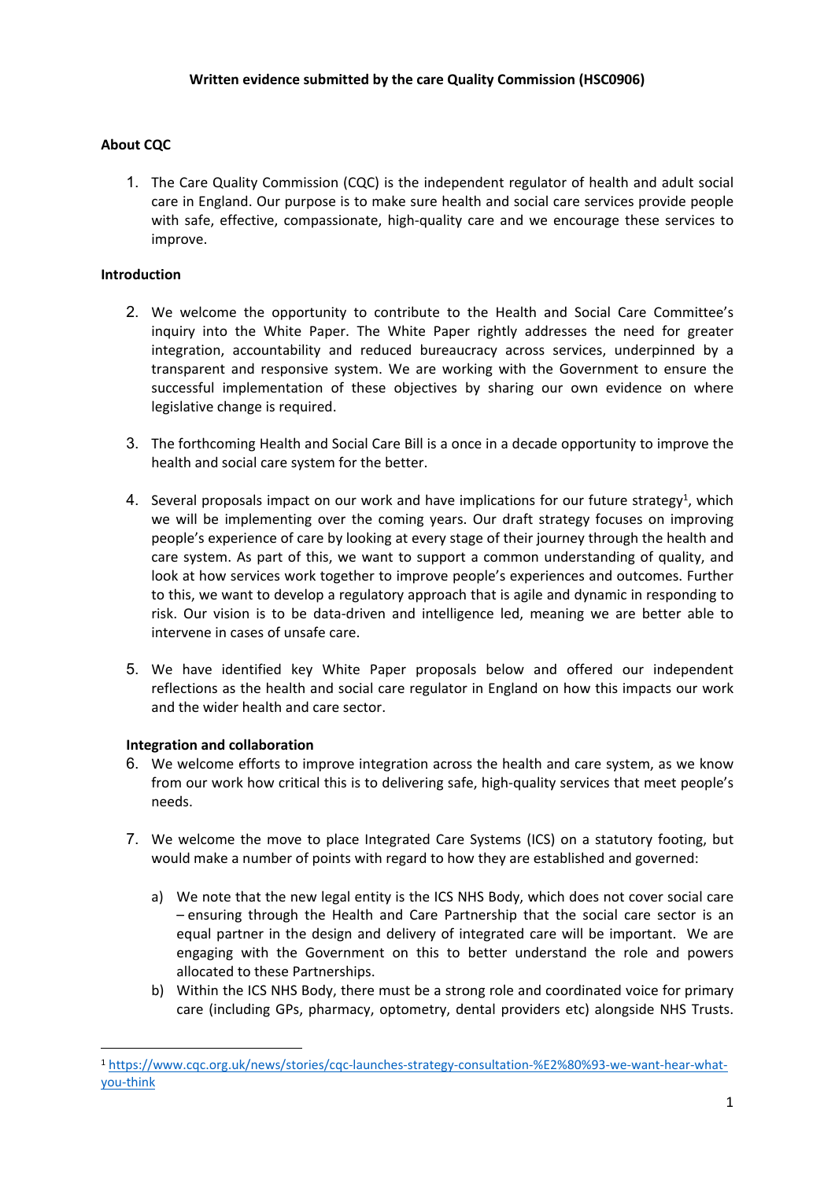**Written evidence submitted by the care Quality Commission (HSC0906)**

**About CQC**

1. The Care Quality Commission (CQC) is the independent regulator of health and adult social care in England. Our purpose is to make sure health and social care services provide people with safe, effective, compassionate, high-quality care and we encourage these services to improve.

**Introduction**

2. We welcome the opportunity to contribute to the Health and Social Care Committee's inquiry into the White Paper. The White Paper rightly addresses the need for greater integration, accountability and reduced bureaucracy across services, underpinned by a transparent and responsive system. We are working with the Government to ensure the successful implementation of these objectives by sharing our own evidence on where legislative change is required.

3. The forthcoming Health and Social Care Bill is a once in a decade opportunity to improve the health and social care system for the better.

4. Several proposals impact on our work and have implications for our future strategy[1], which we will be implementing over the coming years. Our draft strategy focuses on improving people's experience of care by looking at every stage of their journey through the health and care system. As part of this, we want to support a common understanding of quality, and look at how services work together to improve people's experiences and outcomes. Further to this, we want to develop a regulatory approach that is agile and dynamic in responding to risk. Our vision is to be data-driven and intelligence led, meaning we are better able to intervene in cases of unsafe care.

5. We have identified key White Paper proposals below and offered our independent reflections as the health and social care regulator in England on how this impacts our work and the wider health and care sector.

**Integration and collaboration**

6. We welcome efforts to improve integration across the health and care system, as we know from our work how critical this is to delivering safe, high-quality services that meet people's needs.

7. We welcome the move to place Integrated Care Systems (ICS) on a statutory footing, but would make a number of points with regard to how they are established and governed:

   a) We note that the new legal entity is the ICS NHS Body, which does not cover social care – ensuring through the Health and Care Partnership that the social care sector is an equal partner in the design and delivery of integrated care will be important. We are engaging with the Government on this to better understand the role and powers allocated to these Partnerships.

   b) Within the ICS NHS Body, there must be a strong role and coordinated voice for primary care (including GPs, pharmacy, optometry, dental providers etc) alongside NHS Trusts.

[1] https://www.cqc.org.uk/news/stories/cqc-launches-strategy-consultation-%E2%80%93-we-want-hear-what-you-think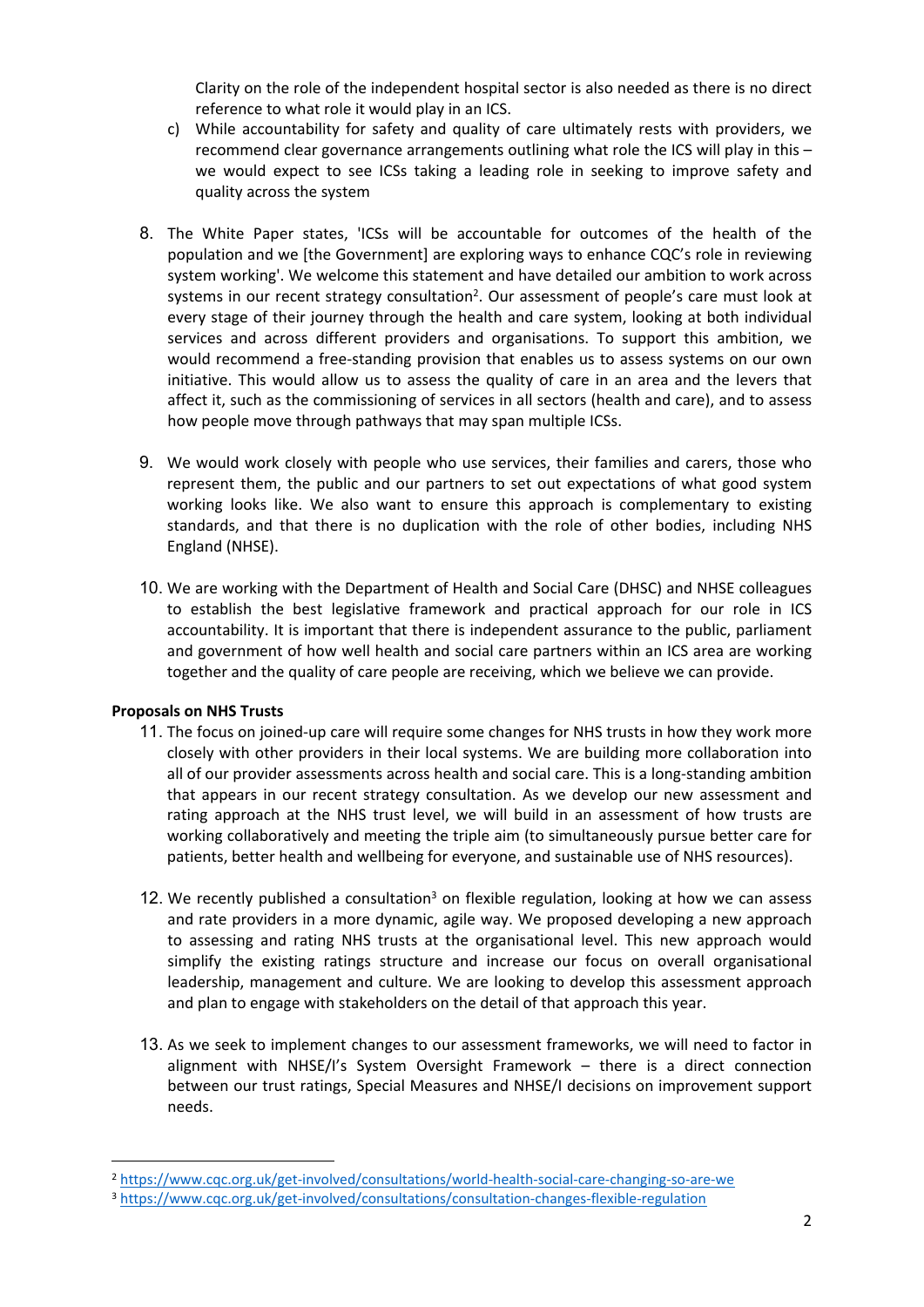Clarity on the role of the independent hospital sector is also needed as there is no direct reference to what role it would play in an ICS.

c) While accountability for safety and quality of care ultimately rests with providers, we recommend clear governance arrangements outlining what role the ICS will play in this – we would expect to see ICSs taking a leading role in seeking to improve safety and quality across the system

8. The White Paper states, 'ICSs will be accountable for outcomes of the health of the population and we [the Government] are exploring ways to enhance CQC's role in reviewing system working'. We welcome this statement and have detailed our ambition to work across systems in our recent strategy consultation[2]. Our assessment of people's care must look at every stage of their journey through the health and care system, looking at both individual services and across different providers and organisations. To support this ambition, we would recommend a free-standing provision that enables us to assess systems on our own initiative. This would allow us to assess the quality of care in an area and the levers that affect it, such as the commissioning of services in all sectors (health and care), and to assess how people move through pathways that may span multiple ICSs.

9. We would work closely with people who use services, their families and carers, those who represent them, the public and our partners to set out expectations of what good system working looks like. We also want to ensure this approach is complementary to existing standards, and that there is no duplication with the role of other bodies, including NHS England (NHSE).

10. We are working with the Department of Health and Social Care (DHSC) and NHSE colleagues to establish the best legislative framework and practical approach for our role in ICS accountability. It is important that there is independent assurance to the public, parliament and government of how well health and social care partners within an ICS area are working together and the quality of care people are receiving, which we believe we can provide.

**Proposals on NHS Trusts**

11. The focus on joined-up care will require some changes for NHS trusts in how they work more closely with other providers in their local systems. We are building more collaboration into all of our provider assessments across health and social care. This is a long-standing ambition that appears in our recent strategy consultation. As we develop our new assessment and rating approach at the NHS trust level, we will build in an assessment of how trusts are working collaboratively and meeting the triple aim (to simultaneously pursue better care for patients, better health and wellbeing for everyone, and sustainable use of NHS resources).

12. We recently published a consultation[3] on flexible regulation, looking at how we can assess and rate providers in a more dynamic, agile way. We proposed developing a new approach to assessing and rating NHS trusts at the organisational level. This new approach would simplify the existing ratings structure and increase our focus on overall organisational leadership, management and culture. We are looking to develop this assessment approach and plan to engage with stakeholders on the detail of that approach this year.

13. As we seek to implement changes to our assessment frameworks, we will need to factor in alignment with NHSE/I's System Oversight Framework – there is a direct connection between our trust ratings, Special Measures and NHSE/I decisions on improvement support needs.

---

[2] https://www.cqc.org.uk/get-involved/consultations/world-health-social-care-changing-so-are-we

[3] https://www.cqc.org.uk/get-involved/consultations/consultation-changes-flexible-regulation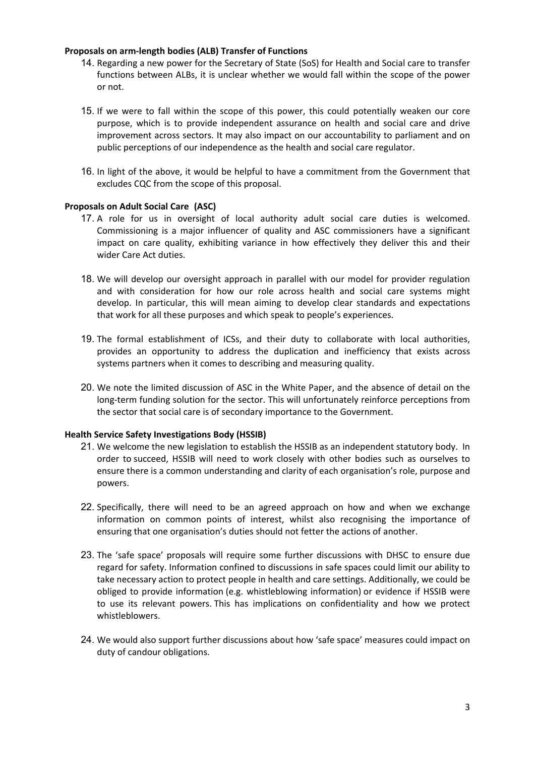**Proposals on arm-length bodies (ALB) Transfer of Functions**

14. Regarding a new power for the Secretary of State (SoS) for Health and Social care to transfer functions between ALBs, it is unclear whether we would fall within the scope of the power or not.

15. If we were to fall within the scope of this power, this could potentially weaken our core purpose, which is to provide independent assurance on health and social care and drive improvement across sectors. It may also impact on our accountability to parliament and on public perceptions of our independence as the health and social care regulator.

16. In light of the above, it would be helpful to have a commitment from the Government that excludes CQC from the scope of this proposal.

**Proposals on Adult Social Care (ASC)**

17. A role for us in oversight of local authority adult social care duties is welcomed. Commissioning is a major influencer of quality and ASC commissioners have a significant impact on care quality, exhibiting variance in how effectively they deliver this and their wider Care Act duties.

18. We will develop our oversight approach in parallel with our model for provider regulation and with consideration for how our role across health and social care systems might develop. In particular, this will mean aiming to develop clear standards and expectations that work for all these purposes and which speak to people's experiences.

19. The formal establishment of ICSs, and their duty to collaborate with local authorities, provides an opportunity to address the duplication and inefficiency that exists across systems partners when it comes to describing and measuring quality.

20. We note the limited discussion of ASC in the White Paper, and the absence of detail on the long-term funding solution for the sector. This will unfortunately reinforce perceptions from the sector that social care is of secondary importance to the Government.

**Health Service Safety Investigations Body (HSSIB)**

21. We welcome the new legislation to establish the HSSIB as an independent statutory body. In order to succeed, HSSIB will need to work closely with other bodies such as ourselves to ensure there is a common understanding and clarity of each organisation's role, purpose and powers.

22. Specifically, there will need to be an agreed approach on how and when we exchange information on common points of interest, whilst also recognising the importance of ensuring that one organisation's duties should not fetter the actions of another.

23. The 'safe space' proposals will require some further discussions with DHSC to ensure due regard for safety. Information confined to discussions in safe spaces could limit our ability to take necessary action to protect people in health and care settings. Additionally, we could be obliged to provide information (e.g. whistleblowing information) or evidence if HSSIB were to use its relevant powers. This has implications on confidentiality and how we protect whistleblowers.

24. We would also support further discussions about how 'safe space' measures could impact on duty of candour obligations.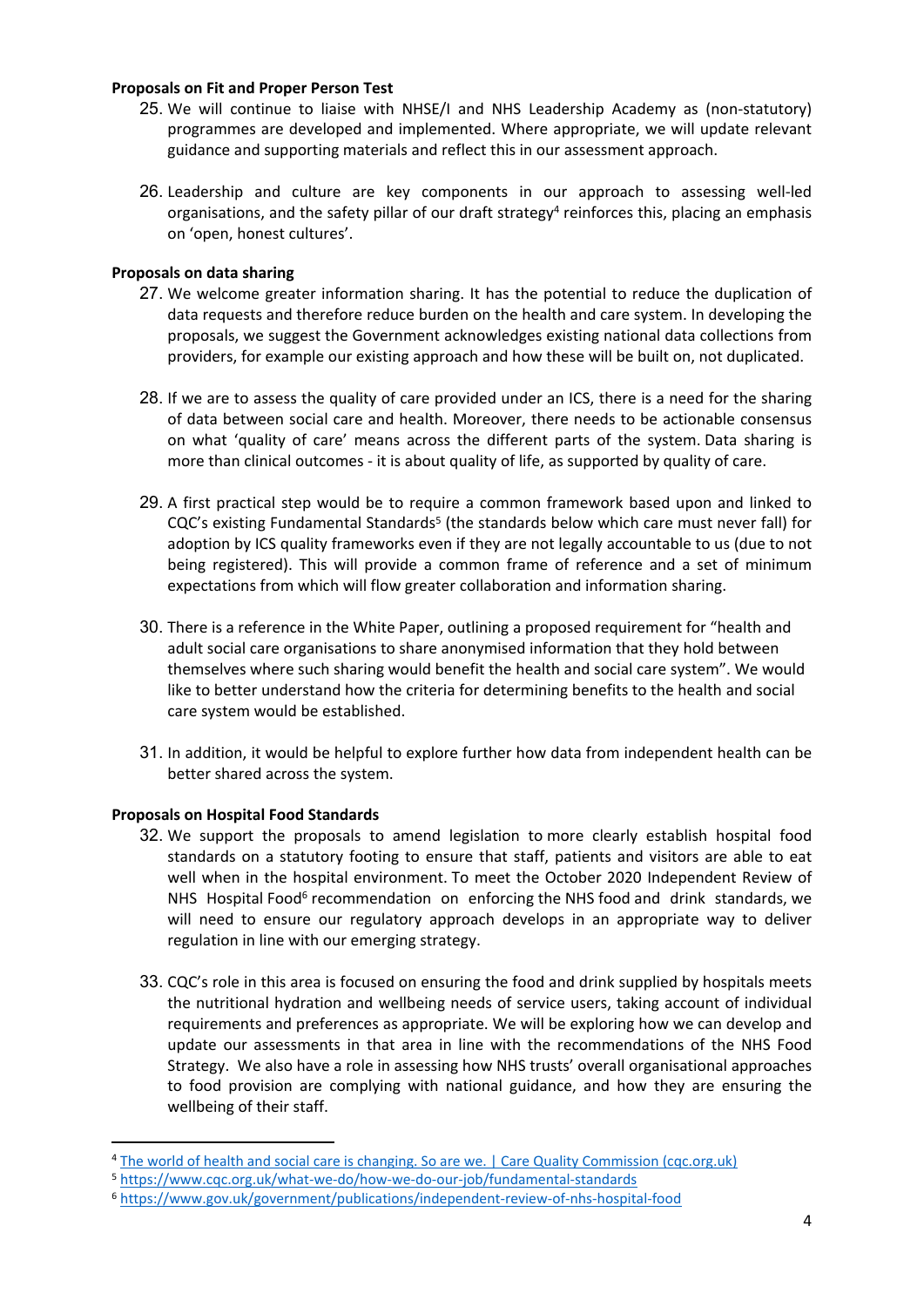**Proposals on Fit and Proper Person Test**

25. We will continue to liaise with NHSE/I and NHS Leadership Academy as (non-statutory) programmes are developed and implemented. Where appropriate, we will update relevant guidance and supporting materials and reflect this in our assessment approach.

26. Leadership and culture are key components in our approach to assessing well-led organisations, and the safety pillar of our draft strategy[4] reinforces this, placing an emphasis on 'open, honest cultures'.

**Proposals on data sharing**

27. We welcome greater information sharing. It has the potential to reduce the duplication of data requests and therefore reduce burden on the health and care system. In developing the proposals, we suggest the Government acknowledges existing national data collections from providers, for example our existing approach and how these will be built on, not duplicated.

28. If we are to assess the quality of care provided under an ICS, there is a need for the sharing of data between social care and health. Moreover, there needs to be actionable consensus on what 'quality of care' means across the different parts of the system. Data sharing is more than clinical outcomes - it is about quality of life, as supported by quality of care.

29. A first practical step would be to require a common framework based upon and linked to CQC's existing Fundamental Standards[5] (the standards below which care must never fall) for adoption by ICS quality frameworks even if they are not legally accountable to us (due to not being registered). This will provide a common frame of reference and a set of minimum expectations from which will flow greater collaboration and information sharing.

30. There is a reference in the White Paper, outlining a proposed requirement for "health and adult social care organisations to share anonymised information that they hold between themselves where such sharing would benefit the health and social care system". We would like to better understand how the criteria for determining benefits to the health and social care system would be established.

31. In addition, it would be helpful to explore further how data from independent health can be better shared across the system.

**Proposals on Hospital Food Standards**

32. We support the proposals to amend legislation to more clearly establish hospital food standards on a statutory footing to ensure that staff, patients and visitors are able to eat well when in the hospital environment. To meet the October 2020 Independent Review of NHS Hospital Food[6] recommendation on enforcing the NHS food and drink standards, we will need to ensure our regulatory approach develops in an appropriate way to deliver regulation in line with our emerging strategy.

33. CQC's role in this area is focused on ensuring the food and drink supplied by hospitals meets the nutritional hydration and wellbeing needs of service users, taking account of individual requirements and preferences as appropriate. We will be exploring how we can develop and update our assessments in that area in line with the recommendations of the NHS Food Strategy. We also have a role in assessing how NHS trusts' overall organisational approaches to food provision are complying with national guidance, and how they are ensuring the wellbeing of their staff.

---

[4] The world of health and social care is changing. So are we. | Care Quality Commission (cqc.org.uk)

[5] https://www.cqc.org.uk/what-we-do/how-we-do-our-job/fundamental-standards

[6] https://www.gov.uk/government/publications/independent-review-of-nhs-hospital-food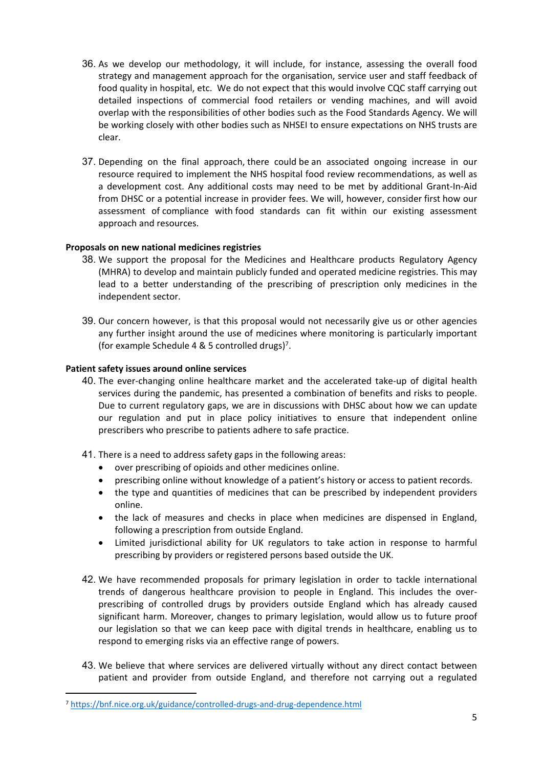36. As we develop our methodology, it will include, for instance, assessing the overall food strategy and management approach for the organisation, service user and staff feedback of food quality in hospital, etc. We do not expect that this would involve CQC staff carrying out detailed inspections of commercial food retailers or vending machines, and will avoid overlap with the responsibilities of other bodies such as the Food Standards Agency. We will be working closely with other bodies such as NHSEI to ensure expectations on NHS trusts are clear.

37. Depending on the final approach, there could be an associated ongoing increase in our resource required to implement the NHS hospital food review recommendations, as well as a development cost. Any additional costs may need to be met by additional Grant-In-Aid from DHSC or a potential increase in provider fees. We will, however, consider first how our assessment of compliance with food standards can fit within our existing assessment approach and resources.

**Proposals on new national medicines registries**

38. We support the proposal for the Medicines and Healthcare products Regulatory Agency (MHRA) to develop and maintain publicly funded and operated medicine registries. This may lead to a better understanding of the prescribing of prescription only medicines in the independent sector.

39. Our concern however, is that this proposal would not necessarily give us or other agencies any further insight around the use of medicines where monitoring is particularly important (for example Schedule 4 & 5 controlled drugs)[7].

**Patient safety issues around online services**

40. The ever-changing online healthcare market and the accelerated take-up of digital health services during the pandemic, has presented a combination of benefits and risks to people. Due to current regulatory gaps, we are in discussions with DHSC about how we can update our regulation and put in place policy initiatives to ensure that independent online prescribers who prescribe to patients adhere to safe practice.

41. There is a need to address safety gaps in the following areas:
    - over prescribing of opioids and other medicines online.
    - prescribing online without knowledge of a patient's history or access to patient records.
    - the type and quantities of medicines that can be prescribed by independent providers online.
    - the lack of measures and checks in place when medicines are dispensed in England, following a prescription from outside England.
    - Limited jurisdictional ability for UK regulators to take action in response to harmful prescribing by providers or registered persons based outside the UK.

42. We have recommended proposals for primary legislation in order to tackle international trends of dangerous healthcare provision to people in England. This includes the over-prescribing of controlled drugs by providers outside England which has already caused significant harm. Moreover, changes to primary legislation, would allow us to future proof our legislation so that we can keep pace with digital trends in healthcare, enabling us to respond to emerging risks via an effective range of powers.

43. We believe that where services are delivered virtually without any direct contact between patient and provider from outside England, and therefore not carrying out a regulated

[7] https://bnf.nice.org.uk/guidance/controlled-drugs-and-drug-dependence.html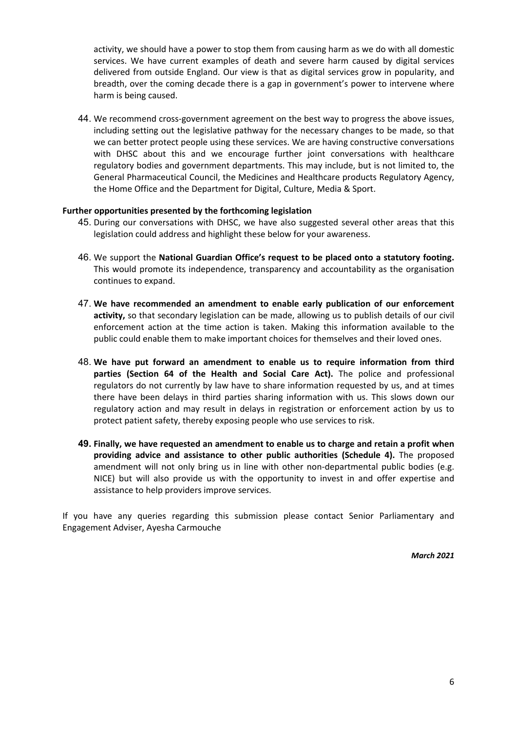activity, we should have a power to stop them from causing harm as we do with all domestic services. We have current examples of death and severe harm caused by digital services delivered from outside England. Our view is that as digital services grow in popularity, and breadth, over the coming decade there is a gap in government's power to intervene where harm is being caused.

44. We recommend cross-government agreement on the best way to progress the above issues, including setting out the legislative pathway for the necessary changes to be made, so that we can better protect people using these services. We are having constructive conversations with DHSC about this and we encourage further joint conversations with healthcare regulatory bodies and government departments. This may include, but is not limited to, the General Pharmaceutical Council, the Medicines and Healthcare products Regulatory Agency, the Home Office and the Department for Digital, Culture, Media & Sport.

**Further opportunities presented by the forthcoming legislation**

45. During our conversations with DHSC, we have also suggested several other areas that this legislation could address and highlight these below for your awareness.

46. We support the **National Guardian Office's request to be placed onto a statutory footing.** This would promote its independence, transparency and accountability as the organisation continues to expand.

47. **We have recommended an amendment to enable early publication of our enforcement activity,** so that secondary legislation can be made, allowing us to publish details of our civil enforcement action at the time action is taken. Making this information available to the public could enable them to make important choices for themselves and their loved ones.

48. **We have put forward an amendment to enable us to require information from third parties (Section 64 of the Health and Social Care Act).** The police and professional regulators do not currently by law have to share information requested by us, and at times there have been delays in third parties sharing information with us. This slows down our regulatory action and may result in delays in registration or enforcement action by us to protect patient safety, thereby exposing people who use services to risk.

49. **Finally, we have requested an amendment to enable us to charge and retain a profit when providing advice and assistance to other public authorities (Schedule 4).** The proposed amendment will not only bring us in line with other non-departmental public bodies (e.g. NICE) but will also provide us with the opportunity to invest in and offer expertise and assistance to help providers improve services.

If you have any queries regarding this submission please contact Senior Parliamentary and Engagement Adviser, Ayesha Carmouche

***March 2021***